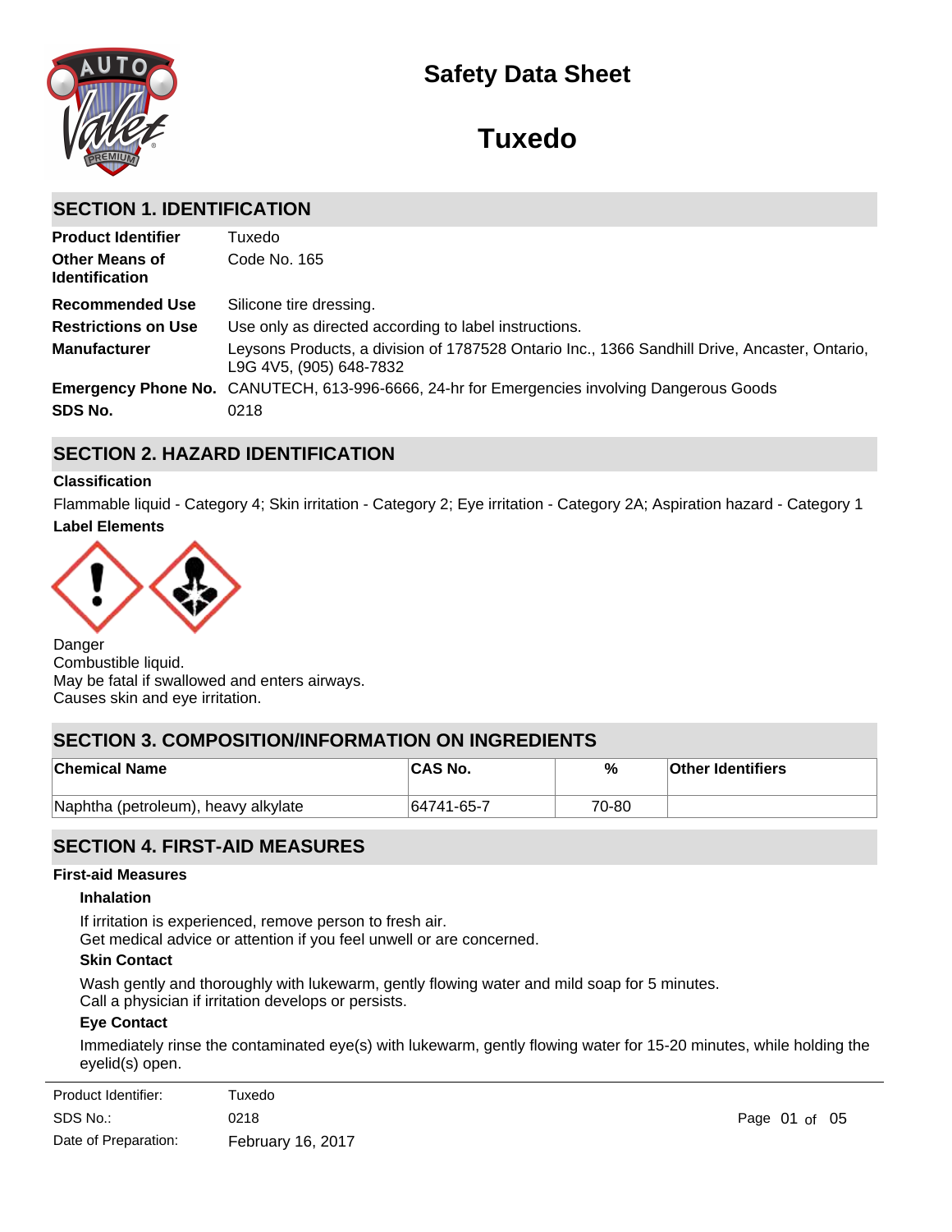# Safety Data Sheet

# Tuxedo

## SECTION 1. IDENTIFICATION

| | |
|---|---|
| **Product Identifier** | Tuxedo |
| **Other Means of Identification** | Code No. 165 |
| **Recommended Use** | Silicone tire dressing. |
| **Restrictions on Use** | Use only as directed according to label instructions. |
| **Manufacturer** | Leysons Products, a division of 1787528 Ontario Inc., 1366 Sandhill Drive, Ancaster, Ontario, L9G 4V5, (905) 648-7832 |
| **Emergency Phone No.** | CANUTECH, 613-996-6666, 24-hr for Emergencies involving Dangerous Goods |
| **SDS No.** | 0218 |

## SECTION 2. HAZARD IDENTIFICATION

### Classification

Flammable liquid - Category 4; Skin irritation - Category 2; Eye irritation - Category 2A; Aspiration hazard - Category 1

### Label Elements

Danger
Combustible liquid.
May be fatal if swallowed and enters airways.
Causes skin and eye irritation.

## SECTION 3. COMPOSITION/INFORMATION ON INGREDIENTS

| Chemical Name | CAS No. | % | Other Identifiers |
|---|---|---|---|
| Naphtha (petroleum), heavy alkylate | 64741-65-7 | 70-80 | |

## SECTION 4. FIRST-AID MEASURES

### First-aid Measures

#### Inhalation

If irritation is experienced, remove person to fresh air.
Get medical advice or attention if you feel unwell or are concerned.

#### Skin Contact

Wash gently and thoroughly with lukewarm, gently flowing water and mild soap for 5 minutes.
Call a physician if irritation develops or persists.

#### Eye Contact

Immediately rinse the contaminated eye(s) with lukewarm, gently flowing water for 15-20 minutes, while holding the eyelid(s) open.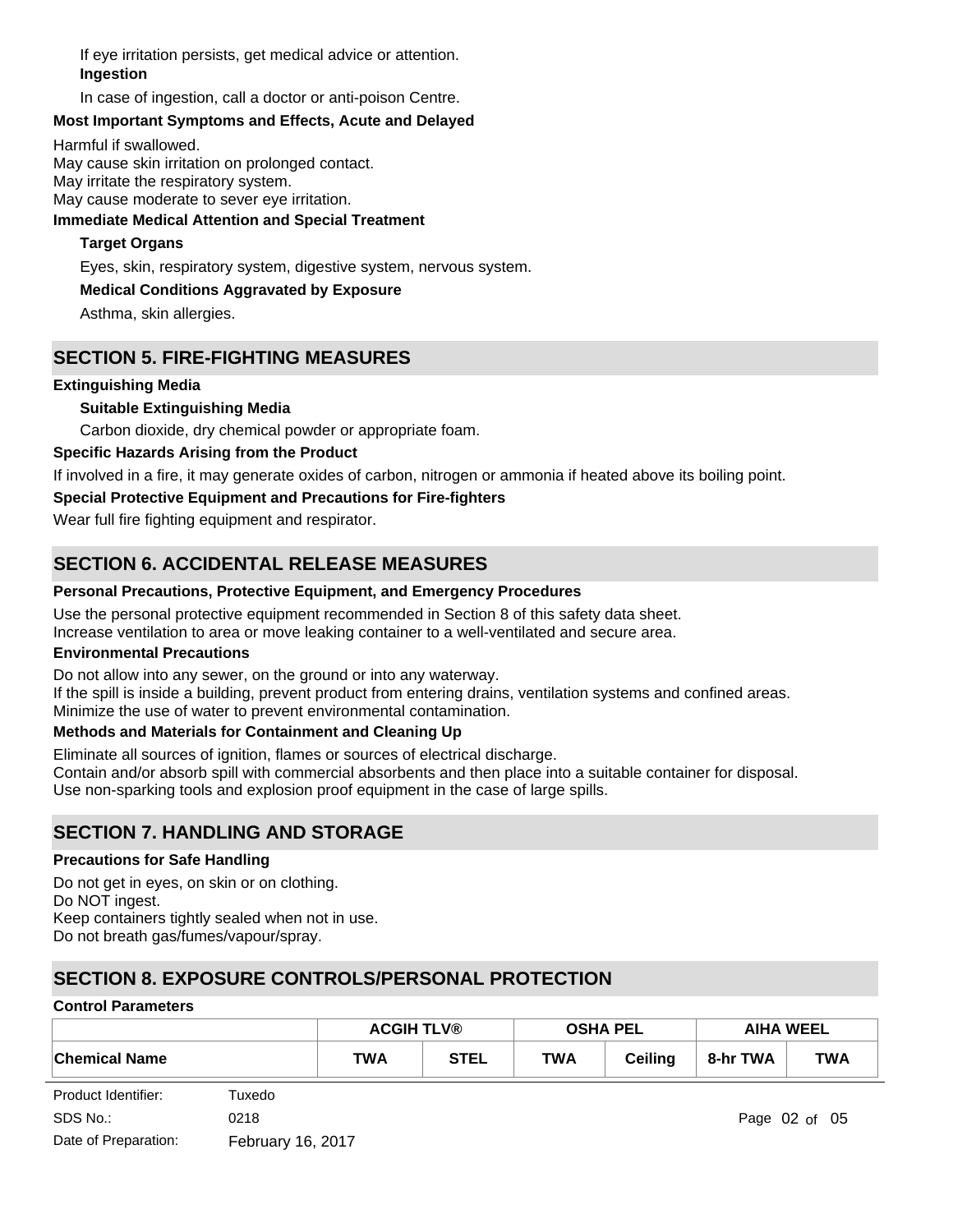If eye irritation persists, get medical advice or attention.

**Ingestion**

In case of ingestion, call a doctor or anti-poison Centre.

**Most Important Symptoms and Effects, Acute and Delayed**

Harmful if swallowed.
May cause skin irritation on prolonged contact.
May irritate the respiratory system.
May cause moderate to sever eye irritation.

**Immediate Medical Attention and Special Treatment**

**Target Organs**

Eyes, skin, respiratory system, digestive system, nervous system.

**Medical Conditions Aggravated by Exposure**

Asthma, skin allergies.

## SECTION 5. FIRE-FIGHTING MEASURES

**Extinguishing Media**

**Suitable Extinguishing Media**

Carbon dioxide, dry chemical powder or appropriate foam.

**Specific Hazards Arising from the Product**

If involved in a fire, it may generate oxides of carbon, nitrogen or ammonia if heated above its boiling point.

**Special Protective Equipment and Precautions for Fire-fighters**

Wear full fire fighting equipment and respirator.

## SECTION 6. ACCIDENTAL RELEASE MEASURES

**Personal Precautions, Protective Equipment, and Emergency Procedures**

Use the personal protective equipment recommended in Section 8 of this safety data sheet.
Increase ventilation to area or move leaking container to a well-ventilated and secure area.

**Environmental Precautions**

Do not allow into any sewer, on the ground or into any waterway.
If the spill is inside a building, prevent product from entering drains, ventilation systems and confined areas.
Minimize the use of water to prevent environmental contamination.

**Methods and Materials for Containment and Cleaning Up**

Eliminate all sources of ignition, flames or sources of electrical discharge.
Contain and/or absorb spill with commercial absorbents and then place into a suitable container for disposal.
Use non-sparking tools and explosion proof equipment in the case of large spills.

## SECTION 7. HANDLING AND STORAGE

**Precautions for Safe Handling**

Do not get in eyes, on skin or on clothing.
Do NOT ingest.
Keep containers tightly sealed when not in use.
Do not breath gas/fumes/vapour/spray.

## SECTION 8. EXPOSURE CONTROLS/PERSONAL PROTECTION

**Control Parameters**

| | ACGIH TLV® | | OSHA PEL | | AIHA WEEL | |
|---|---|---|---|---|---|---|
| Chemical Name | TWA | STEL | TWA | Ceiling | 8-hr TWA | TWA |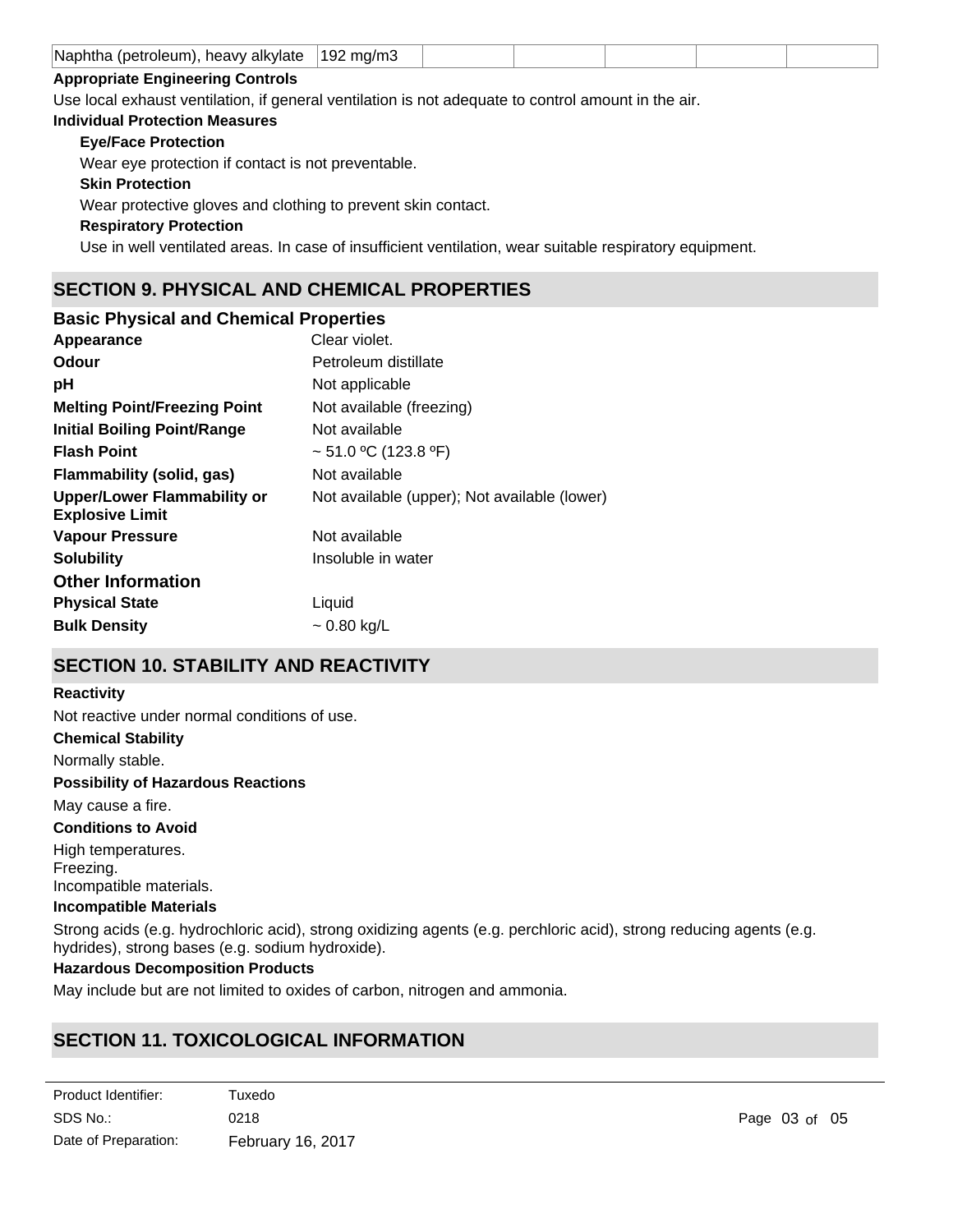| Naphtha (petroleum), heavy alkylate | 192 mg/m3 | | | | | |
|---|---|---|---|---|---|---|

**Appropriate Engineering Controls**

Use local exhaust ventilation, if general ventilation is not adequate to control amount in the air.

**Individual Protection Measures**

**Eye/Face Protection**

Wear eye protection if contact is not preventable.

**Skin Protection**

Wear protective gloves and clothing to prevent skin contact.

**Respiratory Protection**

Use in well ventilated areas. In case of insufficient ventilation, wear suitable respiratory equipment.

## SECTION 9. PHYSICAL AND CHEMICAL PROPERTIES

### Basic Physical and Chemical Properties

**Appearance** Clear violet.

**Odour** Petroleum distillate

**pH** Not applicable

**Melting Point/Freezing Point** Not available (freezing)

**Initial Boiling Point/Range** Not available

**Flash Point** ~ 51.0 ºC (123.8 ºF)

**Flammability (solid, gas)** Not available

**Upper/Lower Flammability or Explosive Limit** Not available (upper); Not available (lower)

**Vapour Pressure** Not available

**Solubility** Insoluble in water

### Other Information

**Physical State** Liquid

**Bulk Density** ~ 0.80 kg/L

## SECTION 10. STABILITY AND REACTIVITY

**Reactivity**

Not reactive under normal conditions of use.

**Chemical Stability**

Normally stable.

**Possibility of Hazardous Reactions**

May cause a fire.

**Conditions to Avoid**

High temperatures.
Freezing.
Incompatible materials.

**Incompatible Materials**

Strong acids (e.g. hydrochloric acid), strong oxidizing agents (e.g. perchloric acid), strong reducing agents (e.g. hydrides), strong bases (e.g. sodium hydroxide).

**Hazardous Decomposition Products**

May include but are not limited to oxides of carbon, nitrogen and ammonia.

## SECTION 11. TOXICOLOGICAL INFORMATION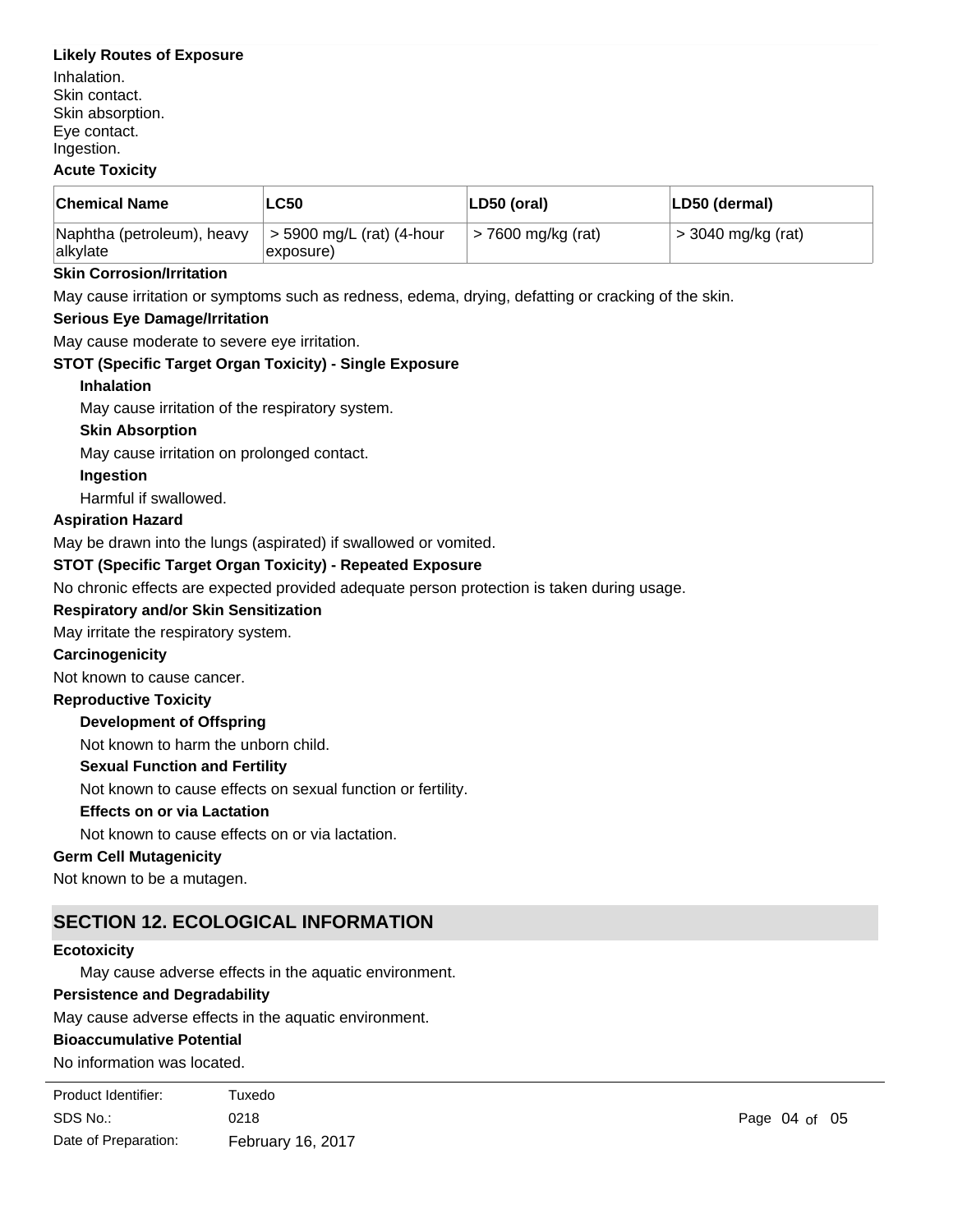**Likely Routes of Exposure**

Inhalation.
Skin contact.
Skin absorption.
Eye contact.
Ingestion.

**Acute Toxicity**

| Chemical Name | LC50 | LD50 (oral) | LD50 (dermal) |
|---|---|---|---|
| Naphtha (petroleum), heavy alkylate | > 5900 mg/L (rat) (4-hour exposure) | > 7600 mg/kg (rat) | > 3040 mg/kg (rat) |

**Skin Corrosion/Irritation**

May cause irritation or symptoms such as redness, edema, drying, defatting or cracking of the skin.

**Serious Eye Damage/Irritation**

May cause moderate to severe eye irritation.

**STOT (Specific Target Organ Toxicity) - Single Exposure**

**Inhalation**

May cause irritation of the respiratory system.

**Skin Absorption**

May cause irritation on prolonged contact.

**Ingestion**

Harmful if swallowed.

**Aspiration Hazard**

May be drawn into the lungs (aspirated) if swallowed or vomited.

**STOT (Specific Target Organ Toxicity) - Repeated Exposure**

No chronic effects are expected provided adequate person protection is taken during usage.

**Respiratory and/or Skin Sensitization**

May irritate the respiratory system.

**Carcinogenicity**

Not known to cause cancer.

**Reproductive Toxicity**

**Development of Offspring**

Not known to harm the unborn child.

**Sexual Function and Fertility**

Not known to cause effects on sexual function or fertility.

**Effects on or via Lactation**

Not known to cause effects on or via lactation.

**Germ Cell Mutagenicity**

Not known to be a mutagen.

## SECTION 12. ECOLOGICAL INFORMATION

**Ecotoxicity**

May cause adverse effects in the aquatic environment.

**Persistence and Degradability**

May cause adverse effects in the aquatic environment.

**Bioaccumulative Potential**

No information was located.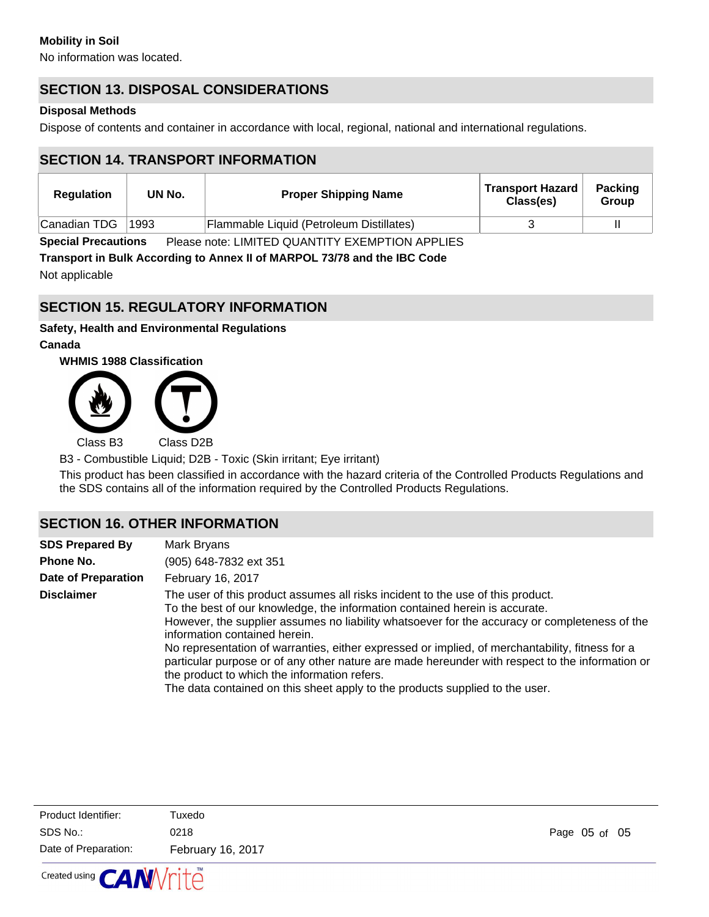**Mobility in Soil**

No information was located.

## SECTION 13. DISPOSAL CONSIDERATIONS

**Disposal Methods**

Dispose of contents and container in accordance with local, regional, national and international regulations.

## SECTION 14. TRANSPORT INFORMATION

| Regulation | UN No. | Proper Shipping Name | Transport Hazard Class(es) | Packing Group |
|---|---|---|---|---|
| Canadian TDG | 1993 | Flammable Liquid (Petroleum Distillates) | 3 | II |

**Special Precautions** Please note: LIMITED QUANTITY EXEMPTION APPLIES

**Transport in Bulk According to Annex II of MARPOL 73/78 and the IBC Code**

Not applicable

## SECTION 15. REGULATORY INFORMATION

**Safety, Health and Environmental Regulations**

**Canada**

**WHMIS 1988 Classification**

Class B3 Class D2B

B3 - Combustible Liquid; D2B - Toxic (Skin irritant; Eye irritant)

This product has been classified in accordance with the hazard criteria of the Controlled Products Regulations and the SDS contains all of the information required by the Controlled Products Regulations.

## SECTION 16. OTHER INFORMATION

**SDS Prepared By** Mark Bryans

**Phone No.** (905) 648-7832 ext 351

**Date of Preparation** February 16, 2017

**Disclaimer** The user of this product assumes all risks incident to the use of this product.
To the best of our knowledge, the information contained herein is accurate.
However, the supplier assumes no liability whatsoever for the accuracy or completeness of the information contained herein.
No representation of warranties, either expressed or implied, of merchantability, fitness for a particular purpose or of any other nature are made hereunder with respect to the information or the product to which the information refers.
The data contained on this sheet apply to the products supplied to the user.